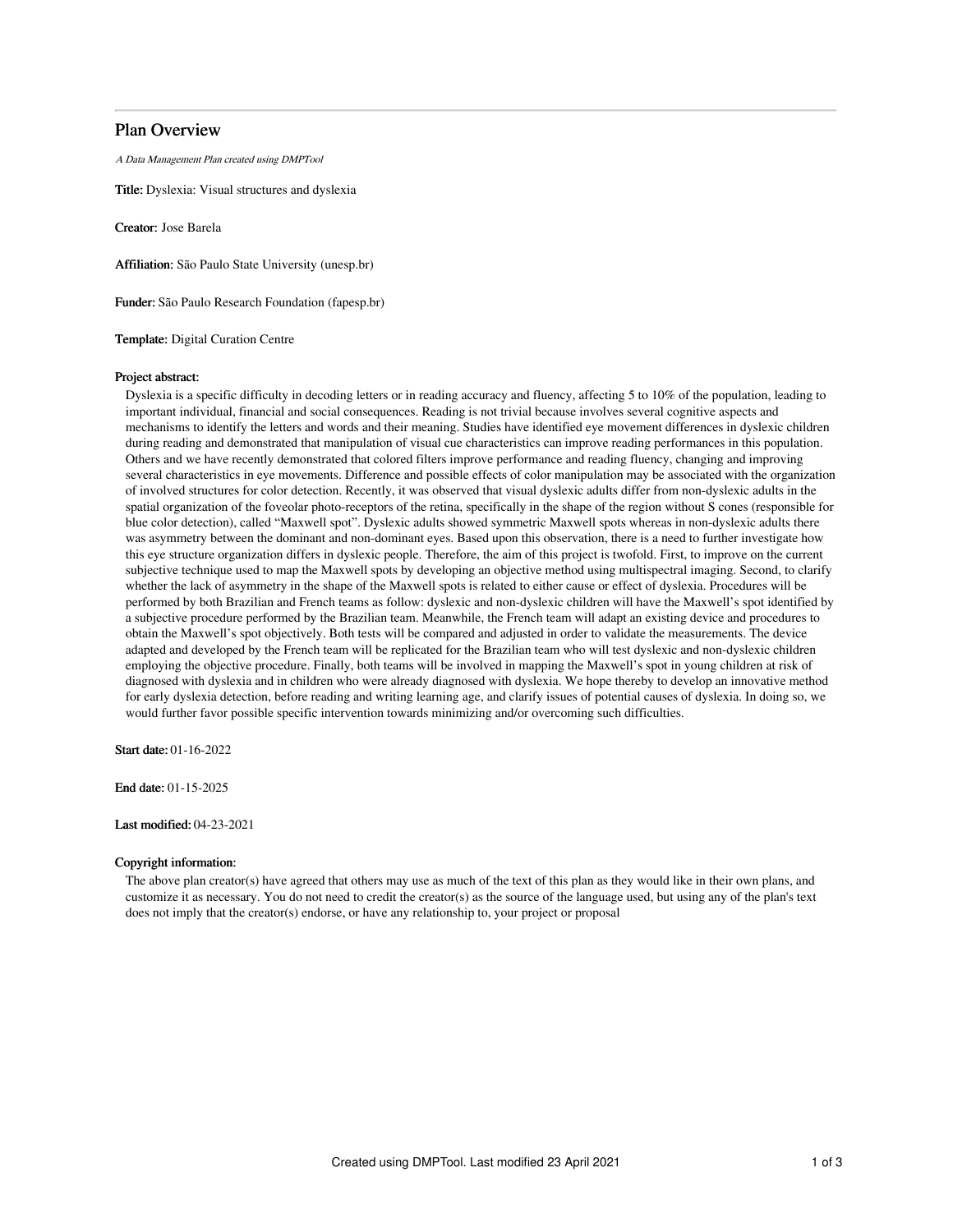# Plan Overview

*A Data Management Plan created using DMPTool*

**Title:** Dyslexia: Visual structures and dyslexia

**Creator:** Jose Barela

**Affiliation:** São Paulo State University (unesp.br)

**Funder:** São Paulo Research Foundation (fapesp.br)

**Template:** Digital Curation Centre

**Project abstract:**

Dyslexia is a specific difficulty in decoding letters or in reading accuracy and fluency, affecting 5 to 10% of the population, leading to important individual, financial and social consequences. Reading is not trivial because involves several cognitive aspects and mechanisms to identify the letters and words and their meaning. Studies have identified eye movement differences in dyslexic children during reading and demonstrated that manipulation of visual cue characteristics can improve reading performances in this population. Others and we have recently demonstrated that colored filters improve performance and reading fluency, changing and improving several characteristics in eye movements. Difference and possible effects of color manipulation may be associated with the organization of involved structures for color detection. Recently, it was observed that visual dyslexic adults differ from non-dyslexic adults in the spatial organization of the foveolar photo-receptors of the retina, specifically in the shape of the region without S cones (responsible for blue color detection), called "Maxwell spot". Dyslexic adults showed symmetric Maxwell spots whereas in non-dyslexic adults there was asymmetry between the dominant and non-dominant eyes. Based upon this observation, there is a need to further investigate how this eye structure organization differs in dyslexic people. Therefore, the aim of this project is twofold. First, to improve on the current subjective technique used to map the Maxwell spots by developing an objective method using multispectral imaging. Second, to clarify whether the lack of asymmetry in the shape of the Maxwell spots is related to either cause or effect of dyslexia. Procedures will be performed by both Brazilian and French teams as follow: dyslexic and non-dyslexic children will have the Maxwell's spot identified by a subjective procedure performed by the Brazilian team. Meanwhile, the French team will adapt an existing device and procedures to obtain the Maxwell's spot objectively. Both tests will be compared and adjusted in order to validate the measurements. The device adapted and developed by the French team will be replicated for the Brazilian team who will test dyslexic and non-dyslexic children employing the objective procedure. Finally, both teams will be involved in mapping the Maxwell's spot in young children at risk of diagnosed with dyslexia and in children who were already diagnosed with dyslexia. We hope thereby to develop an innovative method for early dyslexia detection, before reading and writing learning age, and clarify issues of potential causes of dyslexia. In doing so, we would further favor possible specific intervention towards minimizing and/or overcoming such difficulties.

**Start date:** 01-16-2022

**End date:** 01-15-2025

**Last modified:** 04-23-2021

**Copyright information:**

The above plan creator(s) have agreed that others may use as much of the text of this plan as they would like in their own plans, and customize it as necessary. You do not need to credit the creator(s) as the source of the language used, but using any of the plan's text does not imply that the creator(s) endorse, or have any relationship to, your project or proposal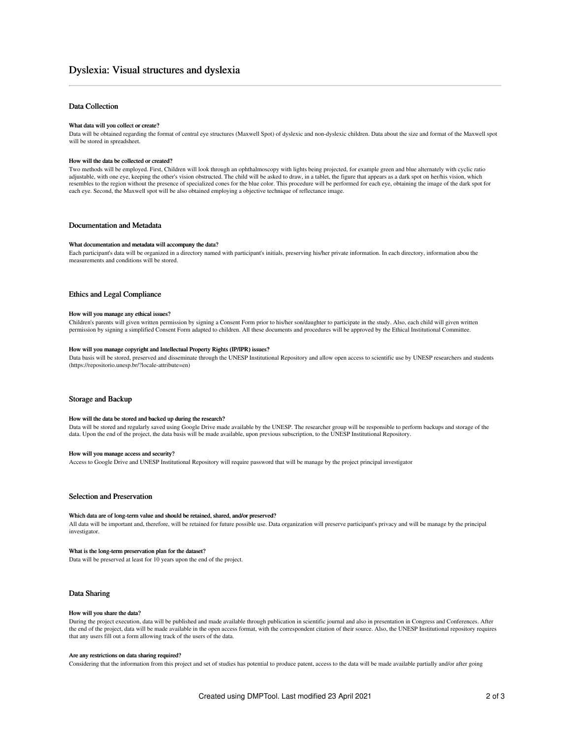# Dyslexia: Visual structures and dyslexia

## Data Collection

### What data will you collect or create?

Data will be obtained regarding the format of central eye structures (Maxwell Spot) of dyslexic and non-dyslexic children. Data about the size and format of the Maxwell spot will be stored in spreadsheet.

### How will the data be collected or created?

Two methods will be employed. First, Children will look through an ophthalmoscopy with lights being projected, for example green and blue alternately with cyclic ratio adjustable, with one eye, keeping the other's vision obstructed. The child will be asked to draw, in a tablet, the figure that appears as a dark spot on her/his vision, which resembles to the region without the presence of specialized cones for the blue color. This procedure will be performed for each eye, obtaining the image of the dark spot for each eye. Second, the Maxwell spot will be also obtained employing a objective technique of reflectance image.

## Documentation and Metadata

### What documentation and metadata will accompany the data?

Each participant's data will be organized in a directory named with participant's initials, preserving his/her private information. In each directory, information abou the measurements and conditions will be stored.

## Ethics and Legal Compliance

### How will you manage any ethical issues?

Children's parents will given written permission by signing a Consent Form prior to his/her son/daughter to participate in the study. Also, each child will given written permission by signing a simplified Consent Form adapted to children. All these documents and procedures will be approved by the Ethical Institutional Committee.

### How will you manage copyright and Intellectual Property Rights (IP/IPR) issues?

Data basis will be stored, preserved and disseminate through the UNESP Institutional Repository and allow open access to scientific use by UNESP researchers and students (https://repositorio.unesp.br/?locale-attribute=en)

## Storage and Backup

### How will the data be stored and backed up during the research?

Data will be stored and regularly saved using Google Drive made available by the UNESP. The researcher group will be responsible to perform backups and storage of the data. Upon the end of the project, the data basis will be made available, upon previous subscription, to the UNESP Institutional Repository.

### How will you manage access and security?

Access to Google Drive and UNESP Institutional Repository will require password that will be manage by the project principal investigator

## Selection and Preservation

### Which data are of long-term value and should be retained, shared, and/or preserved?

All data will be important and, therefore, will be retained for future possible use. Data organization will preserve participant's privacy and will be manage by the principal investigator.

### What is the long-term preservation plan for the dataset?

Data will be preserved at least for 10 years upon the end of the project.

## Data Sharing

### How will you share the data?

During the project execution, data will be published and made available through publication in scientific journal and also in presentation in Congress and Conferences. After the end of the project, data will be made available in the open access format, with the correspondent citation of their source. Also, the UNESP Institutional repository requires that any users fill out a form allowing track of the users of the data.

### Are any restrictions on data sharing required?

Considering that the information from this project and set of studies has potential to produce patent, access to the data will be made available partially and/or after going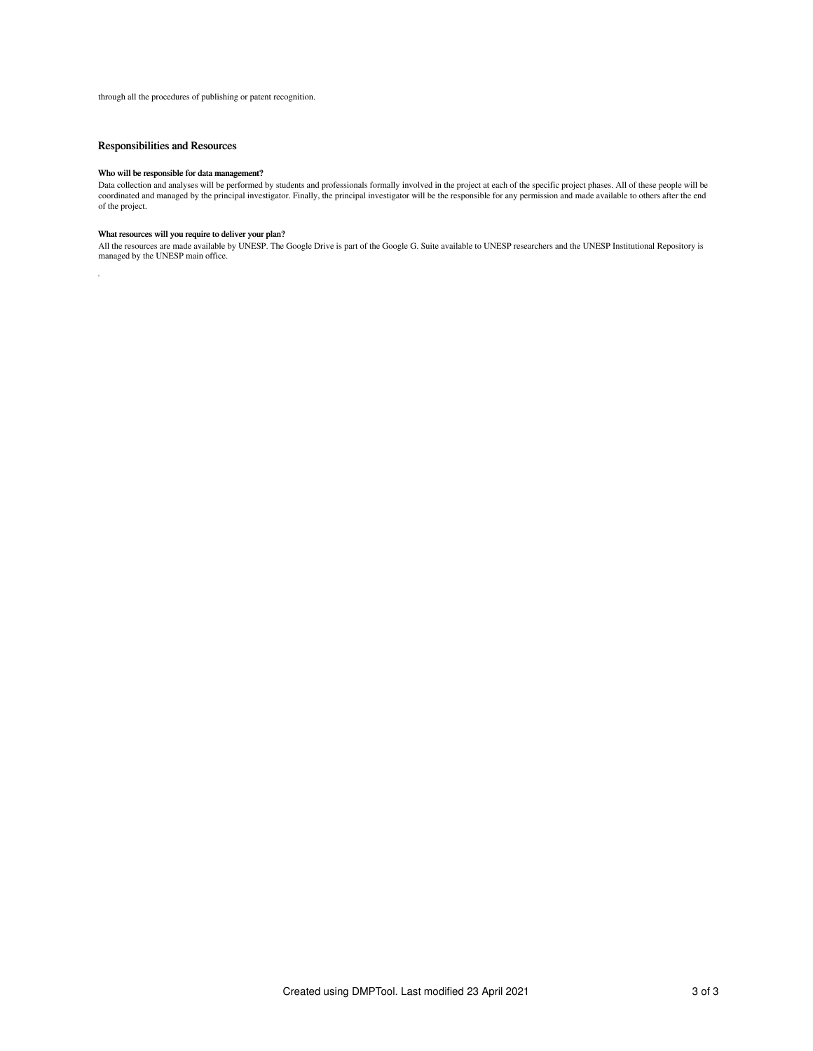through all the procedures of publishing or patent recognition.

## Responsibilities and Resources

**Who will be responsible for data management?**

Data collection and analyses will be performed by students and professionals formally involved in the project at each of the specific project phases. All of these people will be coordinated and managed by the principal investigator. Finally, the principal investigator will be the responsible for any permission and made available to others after the end of the project.

**What resources will you require to deliver your plan?**

All the resources are made available by UNESP. The Google Drive is part of the Google G. Suite available to UNESP researchers and the UNESP Institutional Repository is managed by the UNESP main office.